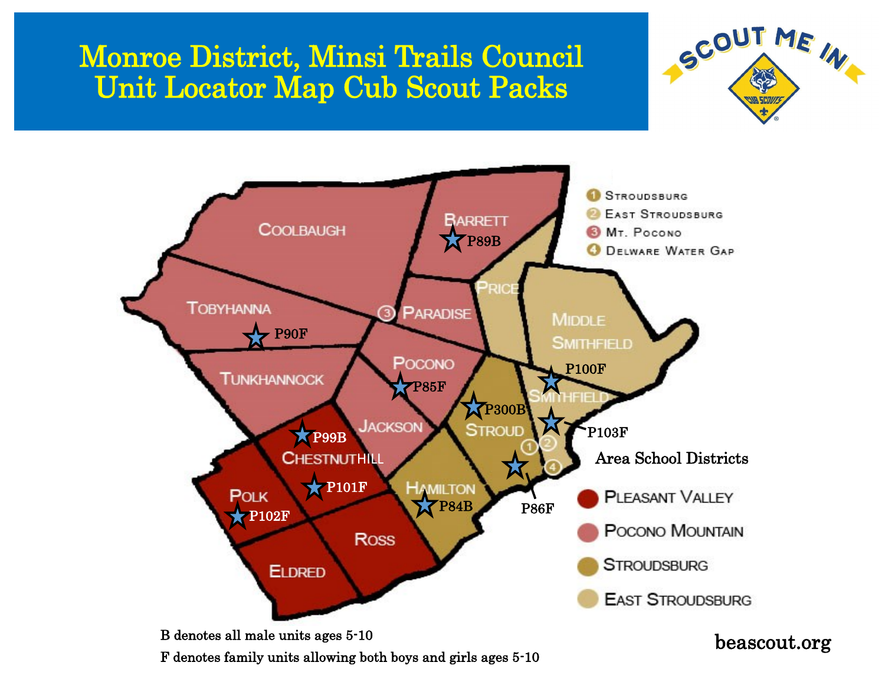# Monroe District, Minsi Trails Council
# Unit Locator Map Cub Scout Packs

SCOUT ME IN

CUB SCOUTS

COOLBAUGH

BARRETT

P89B

TOBYHANNA

P90F

PARADISE

PRICE

MIDDLE SMITHFIELD

TUNKHANNOCK

POCONO

P85F

P100F

SMITHFIELD

P300B

P103F

STROUD

P99B

JACKSON

CHESTNUTHILL

P101F

HAMILTON

POLK

P102F

P84B

P86F

ROSS

ELDRED

1 Stroudsburg
2 East Stroudsburg
3 Mt. Pocono
4 Delware Water Gap

**Area School Districts**

- Pleasant Valley
- Pocono Mountain
- Stroudsburg
- East Stroudsburg

B denotes all male units ages 5-10

F denotes family units allowing both boys and girls ages 5-10

beascout.org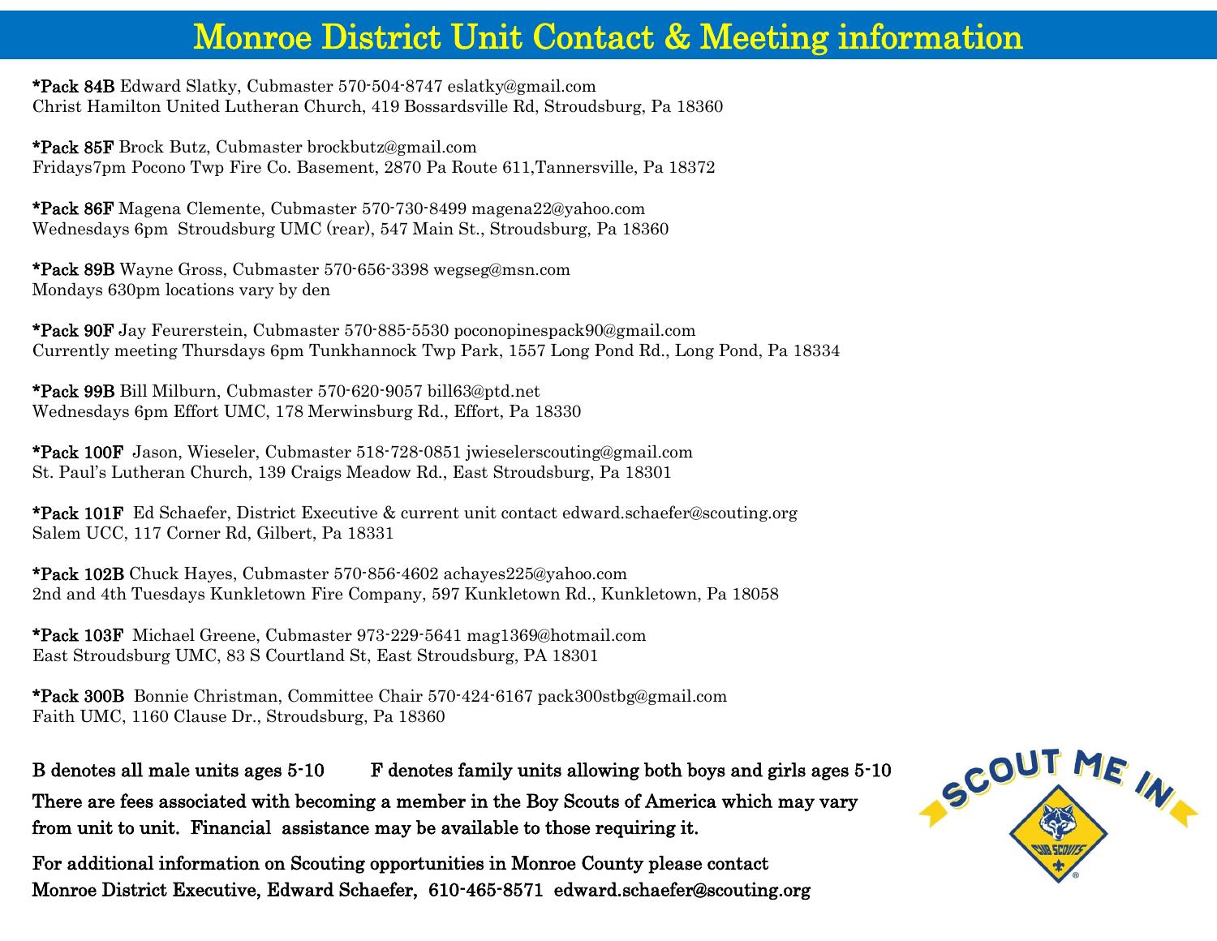# Monroe District Unit Contact & Meeting information

**\*Pack 84B** Edward Slatky, Cubmaster 570-504-8747 eslatky@gmail.com
Christ Hamilton United Lutheran Church, 419 Bossardsville Rd, Stroudsburg, Pa 18360

**\*Pack 85F** Brock Butz, Cubmaster brockbutz@gmail.com
Fridays7pm Pocono Twp Fire Co. Basement, 2870 Pa Route 611,Tannersville, Pa 18372

**\*Pack 86F** Magena Clemente, Cubmaster 570-730-8499 magena22@yahoo.com
Wednesdays 6pm Stroudsburg UMC (rear), 547 Main St., Stroudsburg, Pa 18360

**\*Pack 89B** Wayne Gross, Cubmaster 570-656-3398 wegseg@msn.com
Mondays 630pm locations vary by den

**\*Pack 90F** Jay Feurerstein, Cubmaster 570-885-5530 poconopinespack90@gmail.com
Currently meeting Thursdays 6pm Tunkhannock Twp Park, 1557 Long Pond Rd., Long Pond, Pa 18334

**\*Pack 99B** Bill Milburn, Cubmaster 570-620-9057 bill63@ptd.net
Wednesdays 6pm Effort UMC, 178 Merwinsburg Rd., Effort, Pa 18330

**\*Pack 100F** Jason, Wieseler, Cubmaster 518-728-0851 jwieselerscouting@gmail.com
St. Paul's Lutheran Church, 139 Craigs Meadow Rd., East Stroudsburg, Pa 18301

**\*Pack 101F** Ed Schaefer, District Executive & current unit contact edward.schaefer@scouting.org
Salem UCC, 117 Corner Rd, Gilbert, Pa 18331

**\*Pack 102B** Chuck Hayes, Cubmaster 570-856-4602 achayes225@yahoo.com
2nd and 4th Tuesdays Kunkletown Fire Company, 597 Kunkletown Rd., Kunkletown, Pa 18058

**\*Pack 103F** Michael Greene, Cubmaster 973-229-5641 mag1369@hotmail.com
East Stroudsburg UMC, 83 S Courtland St, East Stroudsburg, PA 18301

**\*Pack 300B** Bonnie Christman, Committee Chair 570-424-6167 pack300stbg@gmail.com
Faith UMC, 1160 Clause Dr., Stroudsburg, Pa 18360

**B denotes all male units ages 5-10 F denotes family units allowing both boys and girls ages 5-10**

**There are fees associated with becoming a member in the Boy Scouts of America which may vary from unit to unit. Financial assistance may be available to those requiring it.**

**For additional information on Scouting opportunities in Monroe County please contact Monroe District Executive, Edward Schaefer, 610-465-8571 edward.schaefer@scouting.org**

SCOUT ME IN